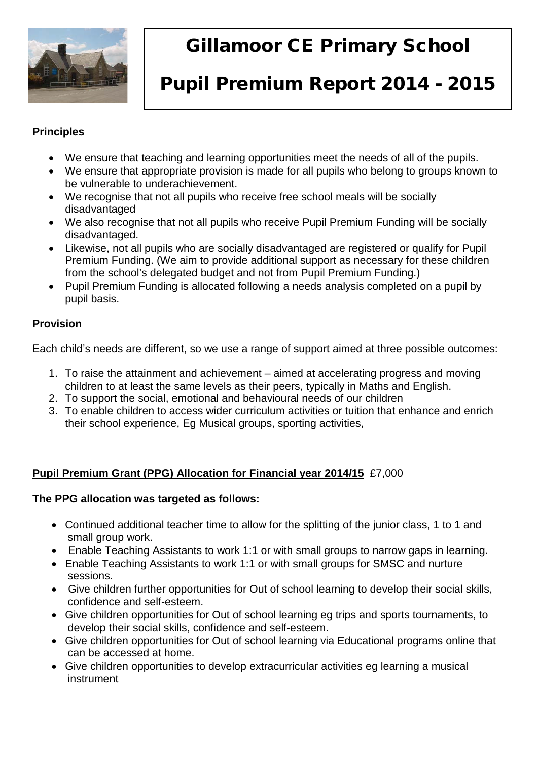# Gillamoor CE Primary School

# Pupil Premium Report 2014 - 2015

**Principles**

- We ensure that teaching and learning opportunities meet the needs of all of the pupils.
- We ensure that appropriate provision is made for all pupils who belong to groups known to be vulnerable to underachievement.
- We recognise that not all pupils who receive free school meals will be socially disadvantaged
- We also recognise that not all pupils who receive Pupil Premium Funding will be socially disadvantaged.
- Likewise, not all pupils who are socially disadvantaged are registered or qualify for Pupil Premium Funding. (We aim to provide additional support as necessary for these children from the school's delegated budget and not from Pupil Premium Funding.)
- Pupil Premium Funding is allocated following a needs analysis completed on a pupil by pupil basis.

**Provision**

Each child's needs are different, so we use a range of support aimed at three possible outcomes:

1. To raise the attainment and achievement – aimed at accelerating progress and moving children to at least the same levels as their peers, typically in Maths and English.
2. To support the social, emotional and behavioural needs of our children
3. To enable children to access wider curriculum activities or tuition that enhance and enrich their school experience, Eg Musical groups, sporting activities,

**Pupil Premium Grant (PPG) Allocation for Financial year 2014/15** £7,000

**The PPG allocation was targeted as follows:**

- Continued additional teacher time to allow for the splitting of the junior class, 1 to 1 and small group work.
- Enable Teaching Assistants to work 1:1 or with small groups to narrow gaps in learning.
- Enable Teaching Assistants to work 1:1 or with small groups for SMSC and nurture sessions.
- Give children further opportunities for Out of school learning to develop their social skills, confidence and self-esteem.
- Give children opportunities for Out of school learning eg trips and sports tournaments, to develop their social skills, confidence and self-esteem.
- Give children opportunities for Out of school learning via Educational programs online that can be accessed at home.
- Give children opportunities to develop extracurricular activities eg learning a musical instrument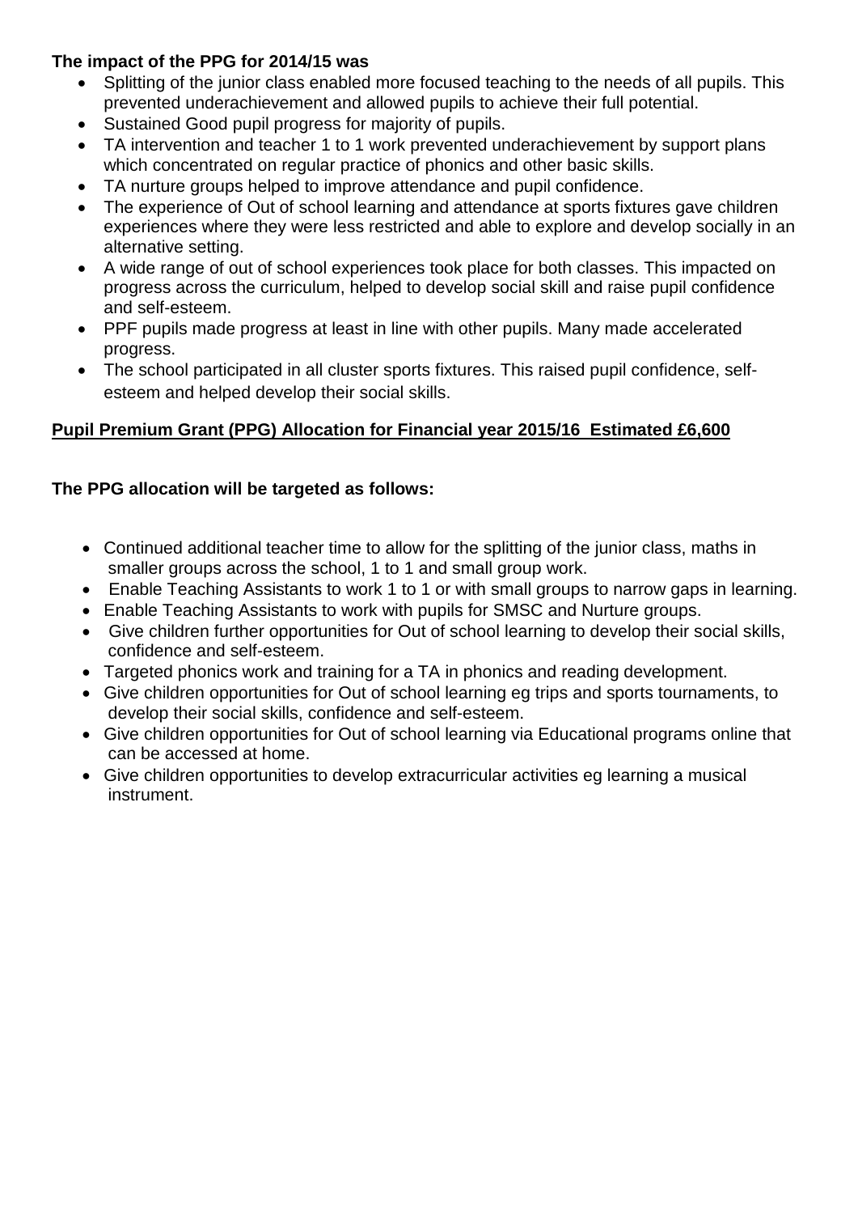**The impact of the PPG for 2014/15 was**

- Splitting of the junior class enabled more focused teaching to the needs of all pupils. This prevented underachievement and allowed pupils to achieve their full potential.
- Sustained Good pupil progress for majority of pupils.
- TA intervention and teacher 1 to 1 work prevented underachievement by support plans which concentrated on regular practice of phonics and other basic skills.
- TA nurture groups helped to improve attendance and pupil confidence.
- The experience of Out of school learning and attendance at sports fixtures gave children experiences where they were less restricted and able to explore and develop socially in an alternative setting.
- A wide range of out of school experiences took place for both classes. This impacted on progress across the curriculum, helped to develop social skill and raise pupil confidence and self-esteem.
- PPF pupils made progress at least in line with other pupils. Many made accelerated progress.
- The school participated in all cluster sports fixtures. This raised pupil confidence, self-esteem and helped develop their social skills.

**Pupil Premium Grant (PPG) Allocation for Financial year 2015/16 Estimated £6,600**

**The PPG allocation will be targeted as follows:**

- Continued additional teacher time to allow for the splitting of the junior class, maths in smaller groups across the school, 1 to 1 and small group work.
- Enable Teaching Assistants to work 1 to 1 or with small groups to narrow gaps in learning.
- Enable Teaching Assistants to work with pupils for SMSC and Nurture groups.
- Give children further opportunities for Out of school learning to develop their social skills, confidence and self-esteem.
- Targeted phonics work and training for a TA in phonics and reading development.
- Give children opportunities for Out of school learning eg trips and sports tournaments, to develop their social skills, confidence and self-esteem.
- Give children opportunities for Out of school learning via Educational programs online that can be accessed at home.
- Give children opportunities to develop extracurricular activities eg learning a musical instrument.